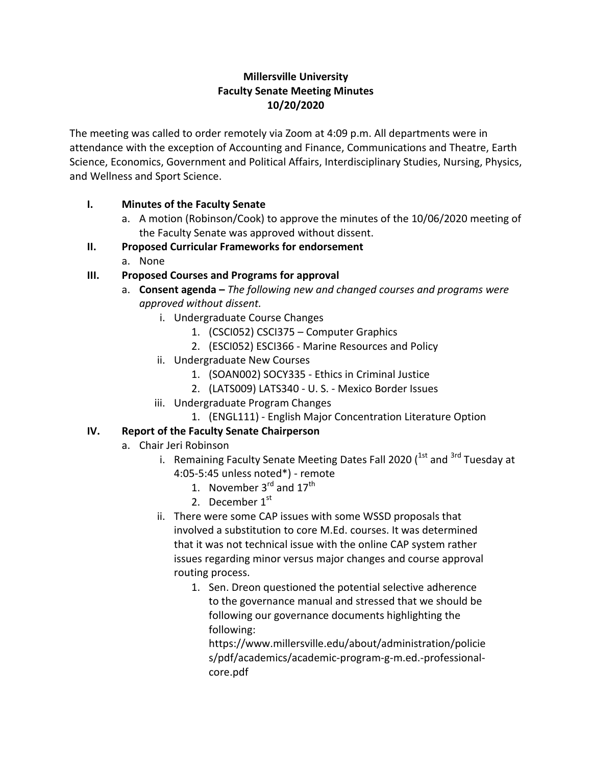**Millersville University**
**Faculty Senate Meeting Minutes**
**10/20/2020**

The meeting was called to order remotely via Zoom at 4:09 p.m. All departments were in attendance with the exception of Accounting and Finance, Communications and Theatre, Earth Science, Economics, Government and Political Affairs, Interdisciplinary Studies, Nursing, Physics, and Wellness and Sport Science.

- **I. Minutes of the Faculty Senate**
  - a. A motion (Robinson/Cook) to approve the minutes of the 10/06/2020 meeting of the Faculty Senate was approved without dissent.
- **II. Proposed Curricular Frameworks for endorsement**
  - a. None
- **III. Proposed Courses and Programs for approval**
  - a. **Consent agenda –** *The following new and changed courses and programs were approved without dissent.*
    - i. Undergraduate Course Changes
      1. (CSCI052) CSCI375 – Computer Graphics
      2. (ESCI052) ESCI366 - Marine Resources and Policy
    - ii. Undergraduate New Courses
      1. (SOAN002) SOCY335 - Ethics in Criminal Justice
      2. (LATS009) LATS340 - U. S. - Mexico Border Issues
    - iii. Undergraduate Program Changes
      1. (ENGL111) - English Major Concentration Literature Option
- **IV. Report of the Faculty Senate Chairperson**
  - a. Chair Jeri Robinson
    - i. Remaining Faculty Senate Meeting Dates Fall 2020 (1st and 3rd Tuesday at 4:05-5:45 unless noted*) - remote
      1. November 3rd and 17th
      2. December 1st
    - ii. There were some CAP issues with some WSSD proposals that involved a substitution to core M.Ed. courses. It was determined that it was not technical issue with the online CAP system rather issues regarding minor versus major changes and course approval routing process.
      1. Sen. Dreon questioned the potential selective adherence to the governance manual and stressed that we should be following our governance documents highlighting the following: https://www.millersville.edu/about/administration/policies/pdf/academics/academic-program-g-m.ed.-professional-core.pdf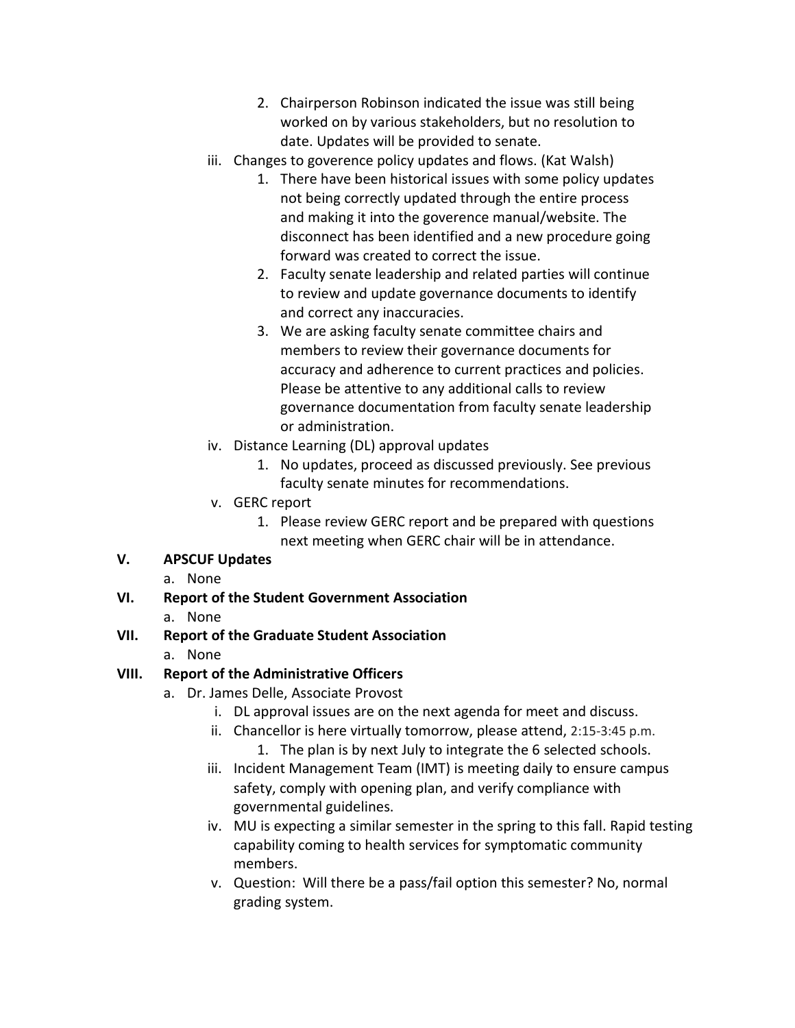2. Chairperson Robinson indicated the issue was still being worked on by various stakeholders, but no resolution to date. Updates will be provided to senate.

iii. Changes to goverence policy updates and flows. (Kat Walsh)

1. There have been historical issues with some policy updates not being correctly updated through the entire process and making it into the goverence manual/website. The disconnect has been identified and a new procedure going forward was created to correct the issue.
2. Faculty senate leadership and related parties will continue to review and update governance documents to identify and correct any inaccuracies.
3. We are asking faculty senate committee chairs and members to review their governance documents for accuracy and adherence to current practices and policies. Please be attentive to any additional calls to review governance documentation from faculty senate leadership or administration.

iv. Distance Learning (DL) approval updates

1. No updates, proceed as discussed previously. See previous faculty senate minutes for recommendations.

v. GERC report

1. Please review GERC report and be prepared with questions next meeting when GERC chair will be in attendance.

**V. APSCUF Updates**

a. None

**VI. Report of the Student Government Association**

a. None

**VII. Report of the Graduate Student Association**

a. None

**VIII. Report of the Administrative Officers**

a. Dr. James Delle, Associate Provost

i. DL approval issues are on the next agenda for meet and discuss.

ii. Chancellor is here virtually tomorrow, please attend, 2:15-3:45 p.m.

1. The plan is by next July to integrate the 6 selected schools.

iii. Incident Management Team (IMT) is meeting daily to ensure campus safety, comply with opening plan, and verify compliance with governmental guidelines.

iv. MU is expecting a similar semester in the spring to this fall. Rapid testing capability coming to health services for symptomatic community members.

v. Question: Will there be a pass/fail option this semester? No, normal grading system.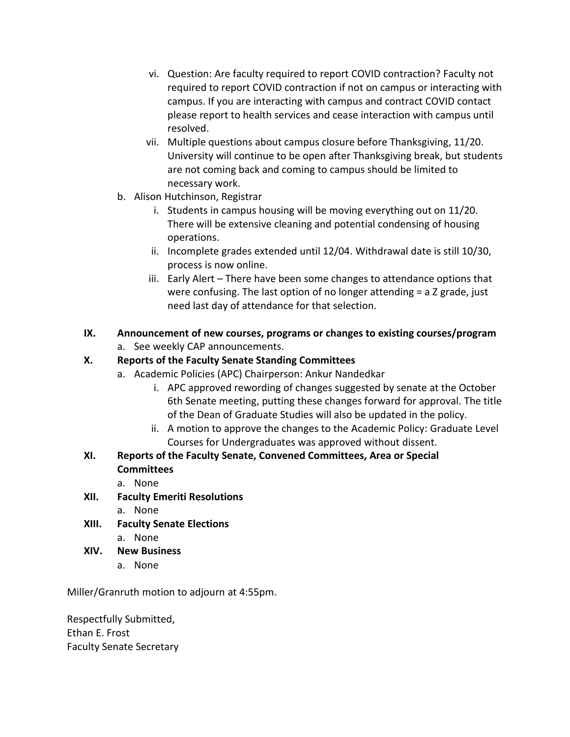vi. Question: Are faculty required to report COVID contraction? Faculty not required to report COVID contraction if not on campus or interacting with campus. If you are interacting with campus and contract COVID contact please report to health services and cease interaction with campus until resolved.

vii. Multiple questions about campus closure before Thanksgiving, 11/20. University will continue to be open after Thanksgiving break, but students are not coming back and coming to campus should be limited to necessary work.

b. Alison Hutchinson, Registrar

i. Students in campus housing will be moving everything out on 11/20. There will be extensive cleaning and potential condensing of housing operations.

ii. Incomplete grades extended until 12/04. Withdrawal date is still 10/30, process is now online.

iii. Early Alert – There have been some changes to attendance options that were confusing. The last option of no longer attending = a Z grade, just need last day of attendance for that selection.

**IX. Announcement of new courses, programs or changes to existing courses/program**

a. See weekly CAP announcements.

**X. Reports of the Faculty Senate Standing Committees**

a. Academic Policies (APC) Chairperson: Ankur Nandedkar

i. APC approved rewording of changes suggested by senate at the October 6th Senate meeting, putting these changes forward for approval. The title of the Dean of Graduate Studies will also be updated in the policy.

ii. A motion to approve the changes to the Academic Policy: Graduate Level Courses for Undergraduates was approved without dissent.

**XI. Reports of the Faculty Senate, Convened Committees, Area or Special Committees**

a. None

**XII. Faculty Emeriti Resolutions**

a. None

**XIII. Faculty Senate Elections**

a. None

**XIV. New Business**

a. None

Miller/Granruth motion to adjourn at 4:55pm.

Respectfully Submitted,
Ethan E. Frost
Faculty Senate Secretary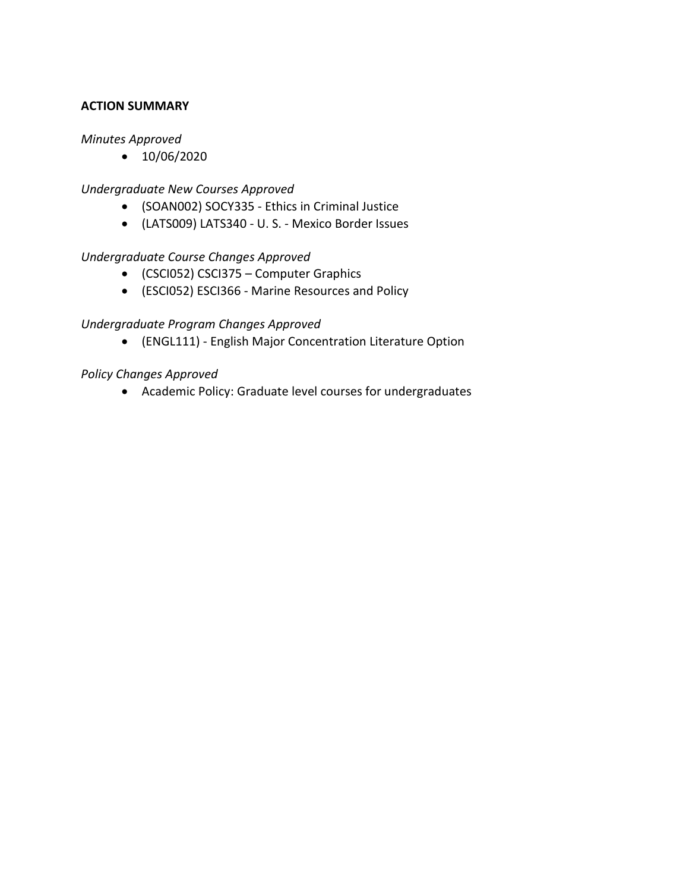**ACTION SUMMARY**

*Minutes Approved*

- 10/06/2020

*Undergraduate New Courses Approved*

- (SOAN002) SOCY335 - Ethics in Criminal Justice
- (LATS009) LATS340 - U. S. - Mexico Border Issues

*Undergraduate Course Changes Approved*

- (CSCI052) CSCI375 – Computer Graphics
- (ESCI052) ESCI366 - Marine Resources and Policy

*Undergraduate Program Changes Approved*

- (ENGL111) - English Major Concentration Literature Option

*Policy Changes Approved*

- Academic Policy: Graduate level courses for undergraduates